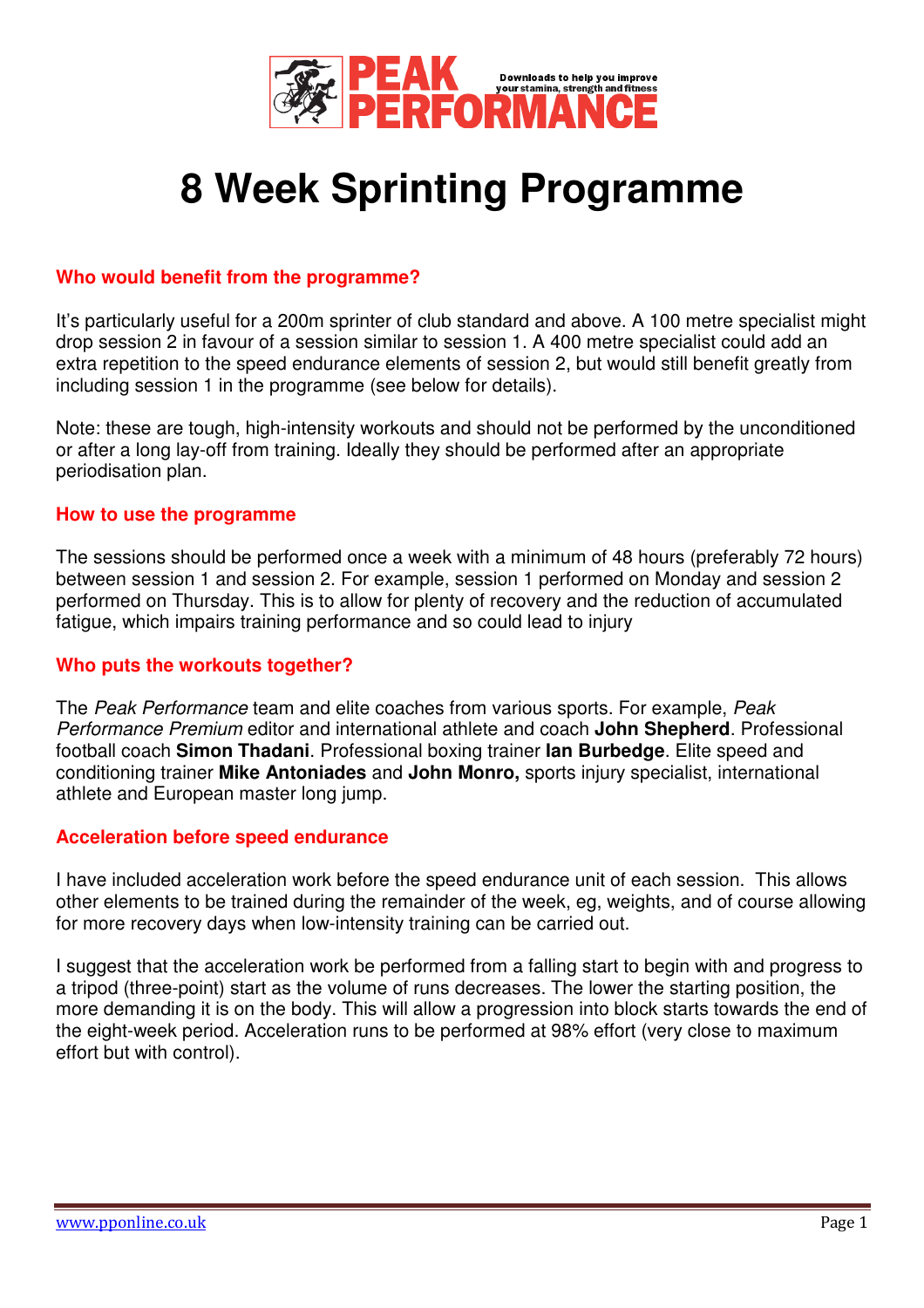# 8 Week Sprinting Programme

## Who would benefit from the programme?

It's particularly useful for a 200m sprinter of club standard and above. A 100 metre specialist might drop session 2 in favour of a session similar to session 1. A 400 metre specialist could add an extra repetition to the speed endurance elements of session 2, but would still benefit greatly from including session 1 in the programme (see below for details).

Note: these are tough, high-intensity workouts and should not be performed by the unconditioned or after a long lay-off from training. Ideally they should be performed after an appropriate periodisation plan.

## How to use the programme

The sessions should be performed once a week with a minimum of 48 hours (preferably 72 hours) between session 1 and session 2. For example, session 1 performed on Monday and session 2 performed on Thursday. This is to allow for plenty of recovery and the reduction of accumulated fatigue, which impairs training performance and so could lead to injury

## Who puts the workouts together?

The *Peak Performance* team and elite coaches from various sports. For example, *Peak Performance Premium* editor and international athlete and coach **John Shepherd**. Professional football coach **Simon Thadani**. Professional boxing trainer **Ian Burbedge**. Elite speed and conditioning trainer **Mike Antoniades** and **John Monro,** sports injury specialist, international athlete and European master long jump.

## Acceleration before speed endurance

I have included acceleration work before the speed endurance unit of each session. This allows other elements to be trained during the remainder of the week, eg, weights, and of course allowing for more recovery days when low-intensity training can be carried out.

I suggest that the acceleration work be performed from a falling start to begin with and progress to a tripod (three-point) start as the volume of runs decreases. The lower the starting position, the more demanding it is on the body. This will allow a progression into block starts towards the end of the eight-week period. Acceleration runs to be performed at 98% effort (very close to maximum effort but with control).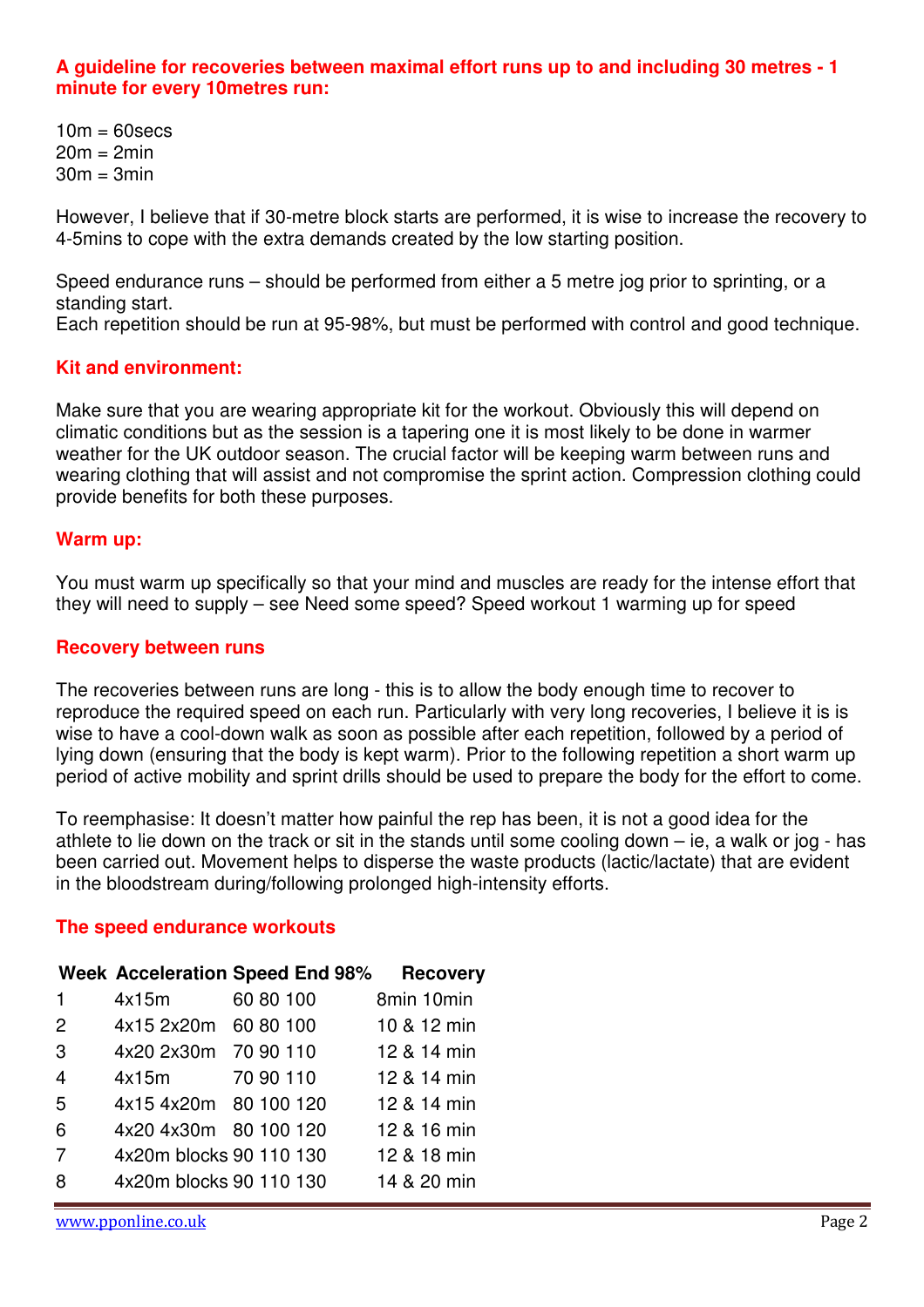**A guideline for recoveries between maximal effort runs up to and including 30 metres - 1 minute for every 10metres run:**

10m = 60secs
20m = 2min
30m = 3min

However, I believe that if 30-metre block starts are performed, it is wise to increase the recovery to 4-5mins to cope with the extra demands created by the low starting position.

Speed endurance runs – should be performed from either a 5 metre jog prior to sprinting, or a standing start.
Each repetition should be run at 95-98%, but must be performed with control and good technique.

## Kit and environment:

Make sure that you are wearing appropriate kit for the workout. Obviously this will depend on climatic conditions but as the session is a tapering one it is most likely to be done in warmer weather for the UK outdoor season. The crucial factor will be keeping warm between runs and wearing clothing that will assist and not compromise the sprint action. Compression clothing could provide benefits for both these purposes.

## Warm up:

You must warm up specifically so that your mind and muscles are ready for the intense effort that they will need to supply – see Need some speed? Speed workout 1 warming up for speed

## Recovery between runs

The recoveries between runs are long - this is to allow the body enough time to recover to reproduce the required speed on each run. Particularly with very long recoveries, I believe it is is wise to have a cool-down walk as soon as possible after each repetition, followed by a period of lying down (ensuring that the body is kept warm). Prior to the following repetition a short warm up period of active mobility and sprint drills should be used to prepare the body for the effort to come.

To reemphasise: It doesn't matter how painful the rep has been, it is not a good idea for the athlete to lie down on the track or sit in the stands until some cooling down – ie, a walk or jog - has been carried out. Movement helps to disperse the waste products (lactic/lactate) that are evident in the bloodstream during/following prolonged high-intensity efforts.

## The speed endurance workouts

| Week | Acceleration | Speed End 98% | Recovery |
|---|---|---|---|
| 1 | 4x15m | 60 80 100 | 8min 10min |
| 2 | 4x15 2x20m | 60 80 100 | 10 & 12 min |
| 3 | 4x20 2x30m | 70 90 110 | 12 & 14 min |
| 4 | 4x15m | 70 90 110 | 12 & 14 min |
| 5 | 4x15 4x20m | 80 100 120 | 12 & 14 min |
| 6 | 4x20 4x30m | 80 100 120 | 12 & 16 min |
| 7 | 4x20m blocks | 90 110 130 | 12 & 18 min |
| 8 | 4x20m blocks | 90 110 130 | 14 & 20 min |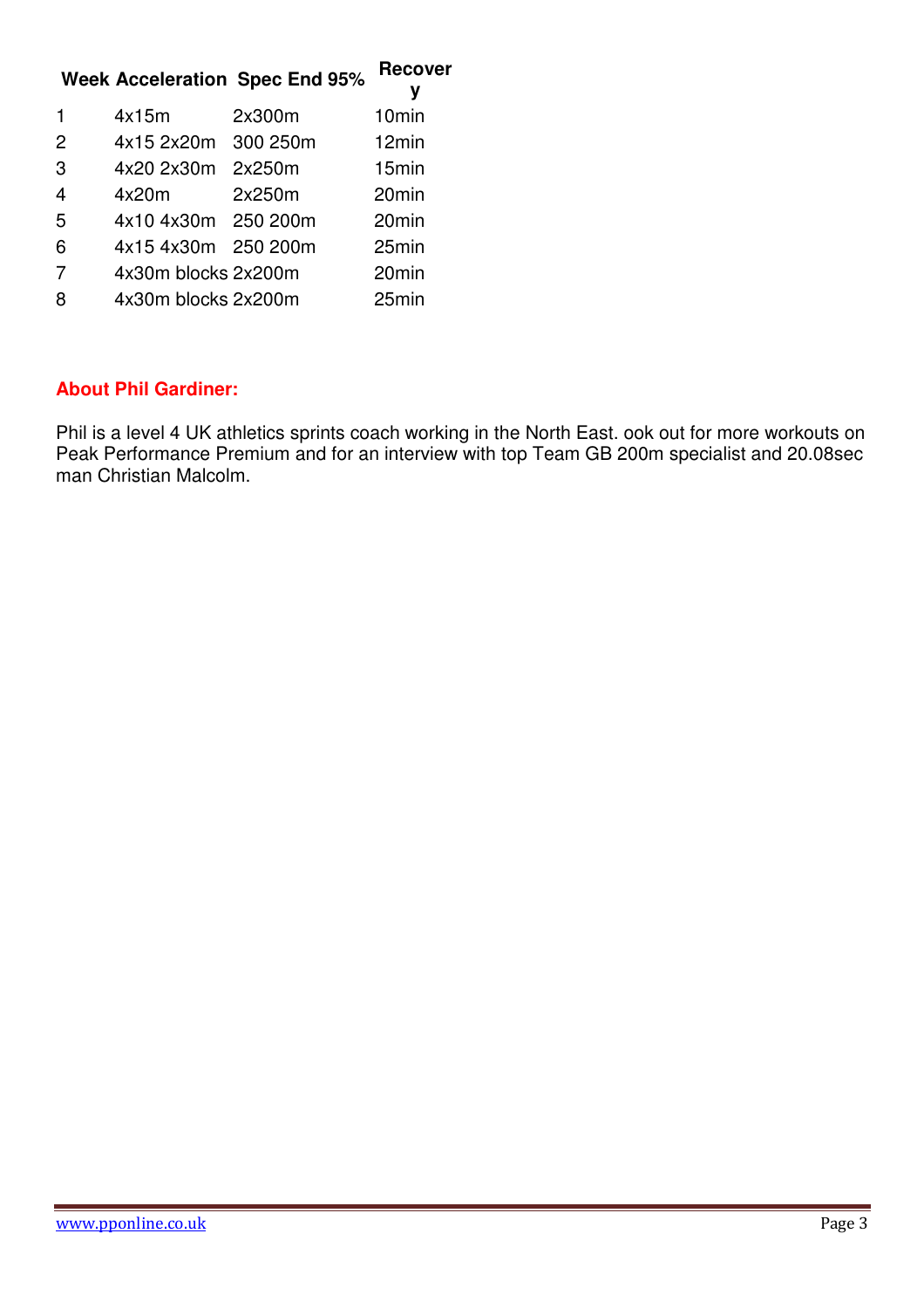| Week | Acceleration | Spec End 95% | Recovery |
|---|---|---|---|
| 1 | 4x15m | 2x300m | 10min |
| 2 | 4x15 2x20m | 300 250m | 12min |
| 3 | 4x20 2x30m | 2x250m | 15min |
| 4 | 4x20m | 2x250m | 20min |
| 5 | 4x10 4x30m | 250 200m | 20min |
| 6 | 4x15 4x30m | 250 200m | 25min |
| 7 | 4x30m blocks | 2x200m | 20min |
| 8 | 4x30m blocks | 2x200m | 25min |

**About Phil Gardiner:**

Phil is a level 4 UK athletics sprints coach working in the North East. ook out for more workouts on Peak Performance Premium and for an interview with top Team GB 200m specialist and 20.08sec man Christian Malcolm.